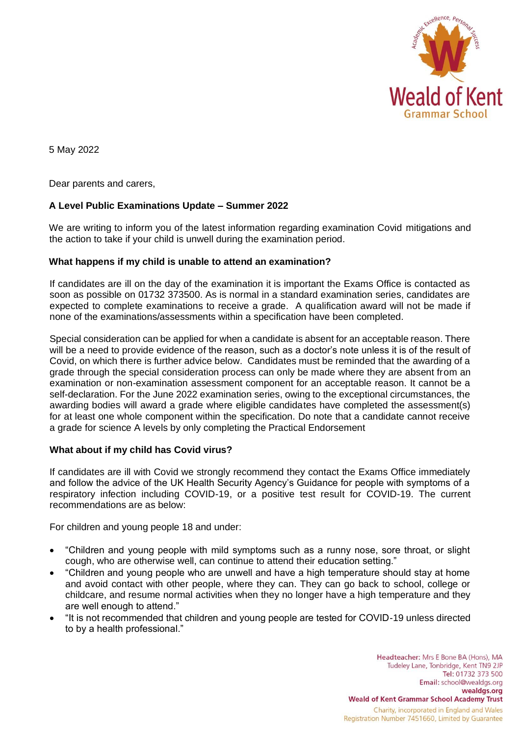5 May 2022

Dear parents and carers,

**A Level Public Examinations Update – Summer 2022**

We are writing to inform you of the latest information regarding examination Covid mitigations and the action to take if your child is unwell during the examination period.

**What happens if my child is unable to attend an examination?**

If candidates are ill on the day of the examination it is important the Exams Office is contacted as soon as possible on 01732 373500. As is normal in a standard examination series, candidates are expected to complete examinations to receive a grade. A qualification award will not be made if none of the examinations/assessments within a specification have been completed.

Special consideration can be applied for when a candidate is absent for an acceptable reason. There will be a need to provide evidence of the reason, such as a doctor's note unless it is of the result of Covid, on which there is further advice below. Candidates must be reminded that the awarding of a grade through the special consideration process can only be made where they are absent from an examination or non-examination assessment component for an acceptable reason. It cannot be a self-declaration. For the June 2022 examination series, owing to the exceptional circumstances, the awarding bodies will award a grade where eligible candidates have completed the assessment(s) for at least one whole component within the specification. Do note that a candidate cannot receive a grade for science A levels by only completing the Practical Endorsement

**What about if my child has Covid virus?**

If candidates are ill with Covid we strongly recommend they contact the Exams Office immediately and follow the advice of the UK Health Security Agency's Guidance for people with symptoms of a respiratory infection including COVID-19, or a positive test result for COVID-19. The current recommendations are as below:

For children and young people 18 and under:

- "Children and young people with mild symptoms such as a runny nose, sore throat, or slight cough, who are otherwise well, can continue to attend their education setting."
- "Children and young people who are unwell and have a high temperature should stay at home and avoid contact with other people, where they can. They can go back to school, college or childcare, and resume normal activities when they no longer have a high temperature and they are well enough to attend."
- "It is not recommended that children and young people are tested for COVID-19 unless directed to by a health professional."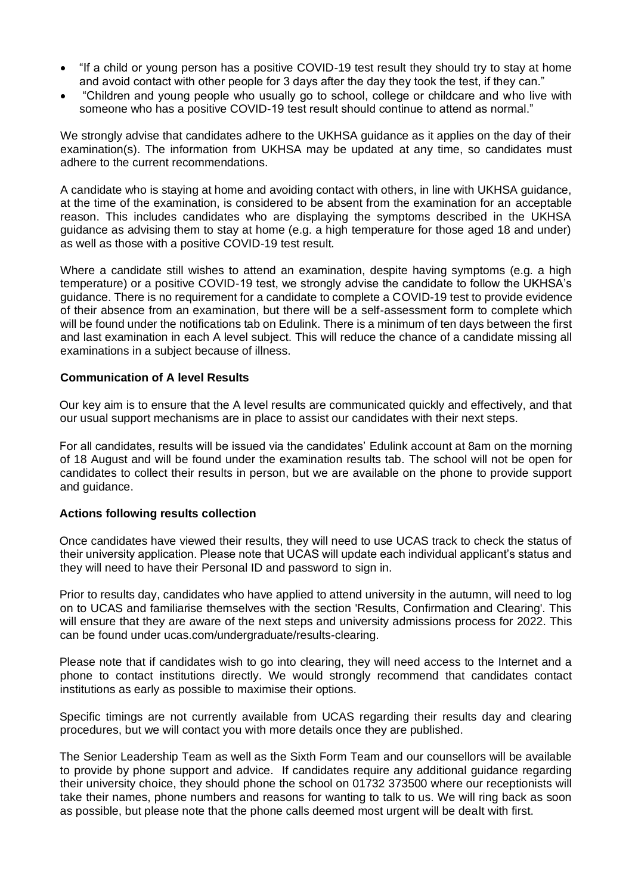- "If a child or young person has a positive COVID-19 test result they should try to stay at home and avoid contact with other people for 3 days after the day they took the test, if they can."
- "Children and young people who usually go to school, college or childcare and who live with someone who has a positive COVID-19 test result should continue to attend as normal."

We strongly advise that candidates adhere to the UKHSA guidance as it applies on the day of their examination(s). The information from UKHSA may be updated at any time, so candidates must adhere to the current recommendations.

A candidate who is staying at home and avoiding contact with others, in line with UKHSA guidance, at the time of the examination, is considered to be absent from the examination for an acceptable reason. This includes candidates who are displaying the symptoms described in the UKHSA guidance as advising them to stay at home (e.g. a high temperature for those aged 18 and under) as well as those with a positive COVID-19 test result.

Where a candidate still wishes to attend an examination, despite having symptoms (e.g. a high temperature) or a positive COVID-19 test, we strongly advise the candidate to follow the UKHSA's guidance. There is no requirement for a candidate to complete a COVID-19 test to provide evidence of their absence from an examination, but there will be a self-assessment form to complete which will be found under the notifications tab on Edulink. There is a minimum of ten days between the first and last examination in each A level subject. This will reduce the chance of a candidate missing all examinations in a subject because of illness.

**Communication of A level Results**

Our key aim is to ensure that the A level results are communicated quickly and effectively, and that our usual support mechanisms are in place to assist our candidates with their next steps.

For all candidates, results will be issued via the candidates' Edulink account at 8am on the morning of 18 August and will be found under the examination results tab. The school will not be open for candidates to collect their results in person, but we are available on the phone to provide support and guidance.

**Actions following results collection**

Once candidates have viewed their results, they will need to use UCAS track to check the status of their university application. Please note that UCAS will update each individual applicant's status and they will need to have their Personal ID and password to sign in.

Prior to results day, candidates who have applied to attend university in the autumn, will need to log on to UCAS and familiarise themselves with the section 'Results, Confirmation and Clearing'. This will ensure that they are aware of the next steps and university admissions process for 2022. This can be found under ucas.com/undergraduate/results-clearing.

Please note that if candidates wish to go into clearing, they will need access to the Internet and a phone to contact institutions directly. We would strongly recommend that candidates contact institutions as early as possible to maximise their options.

Specific timings are not currently available from UCAS regarding their results day and clearing procedures, but we will contact you with more details once they are published.

The Senior Leadership Team as well as the Sixth Form Team and our counsellors will be available to provide by phone support and advice. If candidates require any additional guidance regarding their university choice, they should phone the school on 01732 373500 where our receptionists will take their names, phone numbers and reasons for wanting to talk to us. We will ring back as soon as possible, but please note that the phone calls deemed most urgent will be dealt with first.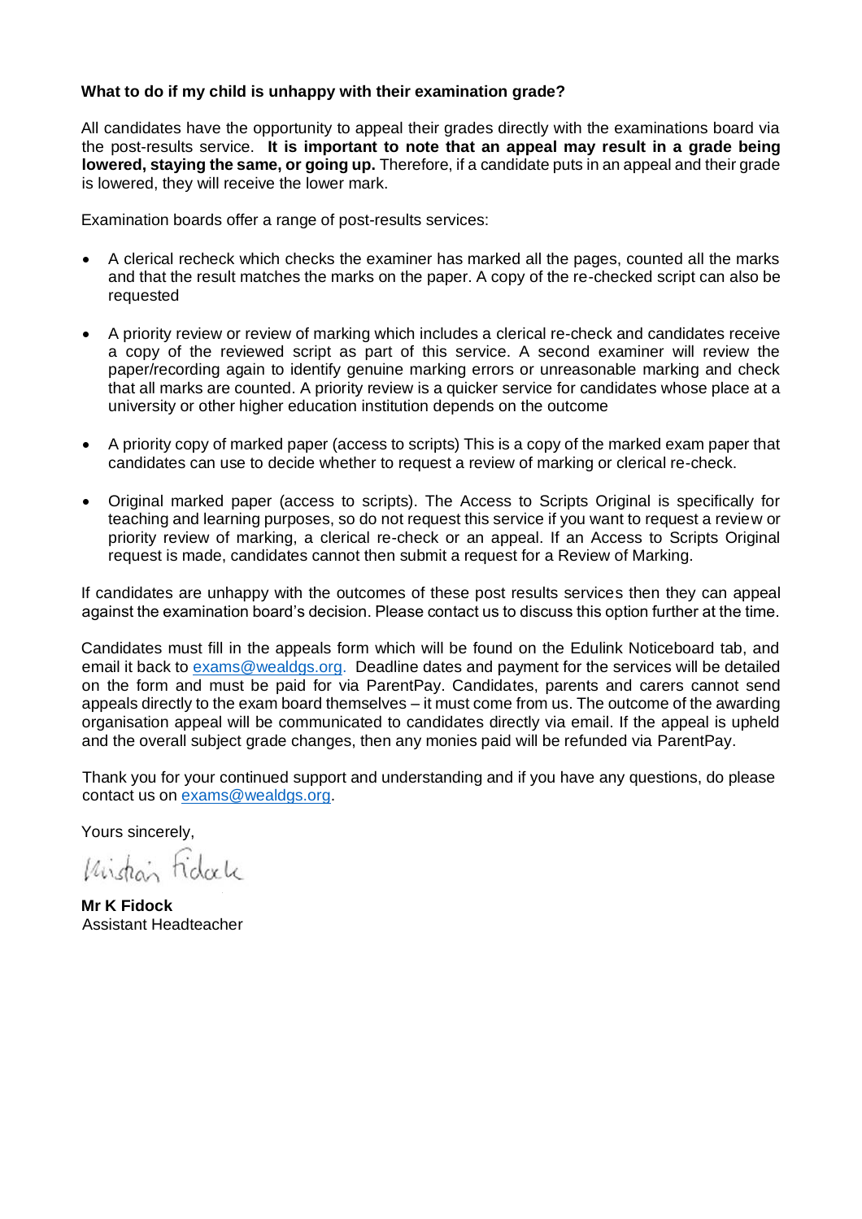**What to do if my child is unhappy with their examination grade?**

All candidates have the opportunity to appeal their grades directly with the examinations board via the post-results service. **It is important to note that an appeal may result in a grade being lowered, staying the same, or going up.** Therefore, if a candidate puts in an appeal and their grade is lowered, they will receive the lower mark.

Examination boards offer a range of post-results services:

- A clerical recheck which checks the examiner has marked all the pages, counted all the marks and that the result matches the marks on the paper. A copy of the re-checked script can also be requested
- A priority review or review of marking which includes a clerical re-check and candidates receive a copy of the reviewed script as part of this service. A second examiner will review the paper/recording again to identify genuine marking errors or unreasonable marking and check that all marks are counted. A priority review is a quicker service for candidates whose place at a university or other higher education institution depends on the outcome
- A priority copy of marked paper (access to scripts) This is a copy of the marked exam paper that candidates can use to decide whether to request a review of marking or clerical re-check.
- Original marked paper (access to scripts). The Access to Scripts Original is specifically for teaching and learning purposes, so do not request this service if you want to request a review or priority review of marking, a clerical re-check or an appeal. If an Access to Scripts Original request is made, candidates cannot then submit a request for a Review of Marking.

If candidates are unhappy with the outcomes of these post results services then they can appeal against the examination board's decision. Please contact us to discuss this option further at the time.

Candidates must fill in the appeals form which will be found on the Edulink Noticeboard tab, and email it back to exams@wealdgs.org. Deadline dates and payment for the services will be detailed on the form and must be paid for via ParentPay. Candidates, parents and carers cannot send appeals directly to the exam board themselves – it must come from us. The outcome of the awarding organisation appeal will be communicated to candidates directly via email. If the appeal is upheld and the overall subject grade changes, then any monies paid will be refunded via ParentPay.

Thank you for your continued support and understanding and if you have any questions, do please contact us on exams@wealdgs.org.

Yours sincerely,

Kristian Fidock

**Mr K Fidock**
Assistant Headteacher